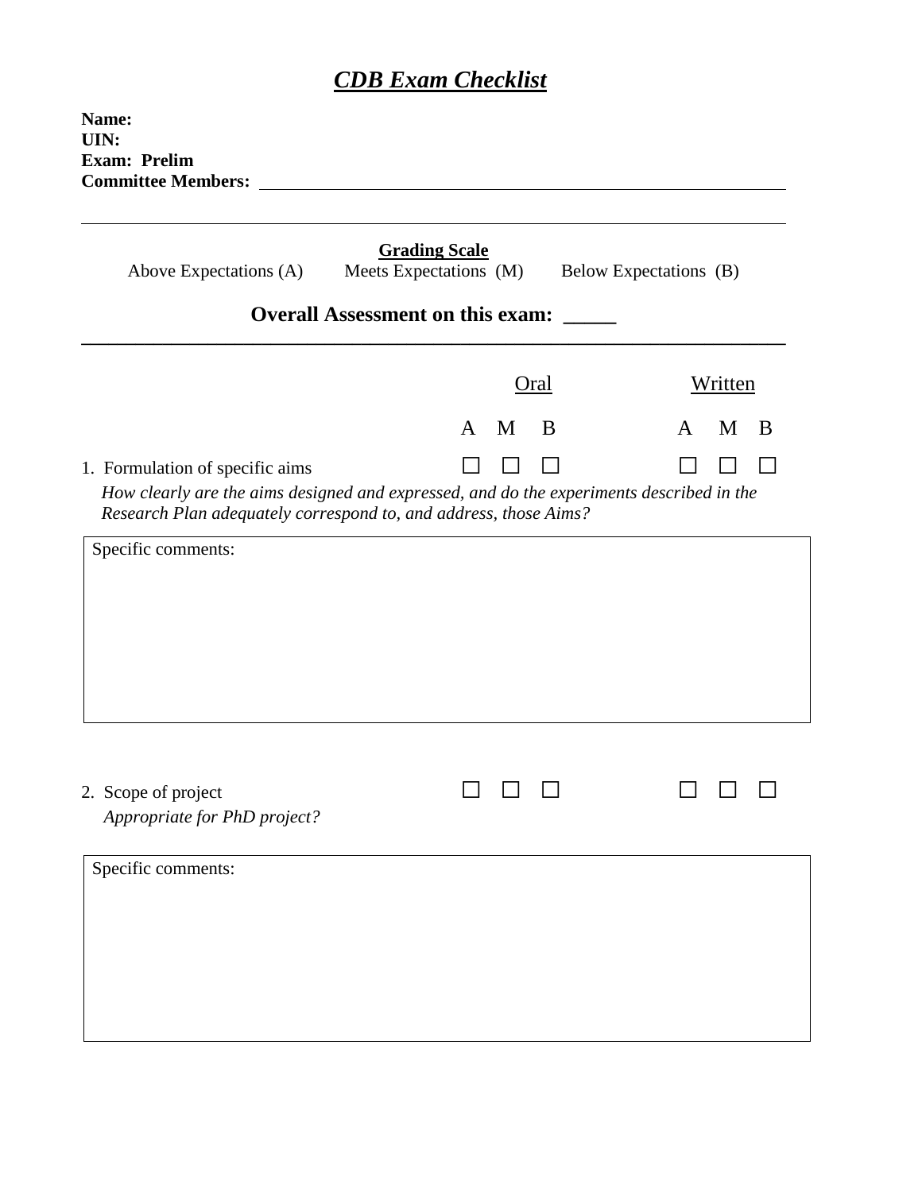# ***CDB Exam Checklist***

**Name:**
**UIN:**
**Exam: Prelim**
**Committee Members:** ______________________________________________

______________________________________________

**Grading Scale**

Above Expectations (A)    Meets Expectations (M)    Below Expectations (B)

**Overall Assessment on this exam: _____**

| | Oral | | | Written | | |
|---|---|---|---|---|---|---|
| | A | M | B | A | M | B |
| 1. Formulation of specific aims | ☐ | ☐ | ☐ | ☐ | ☐ | ☐ |

*How clearly are the aims designed and expressed, and do the experiments described in the Research Plan adequately correspond to, and address, those Aims?*

Specific comments:

| | Oral | | | Written | | |
|---|---|---|---|---|---|---|
| | A | M | B | A | M | B |
| 2. Scope of project | ☐ | ☐ | ☐ | ☐ | ☐ | ☐ |

*Appropriate for PhD project?*

Specific comments: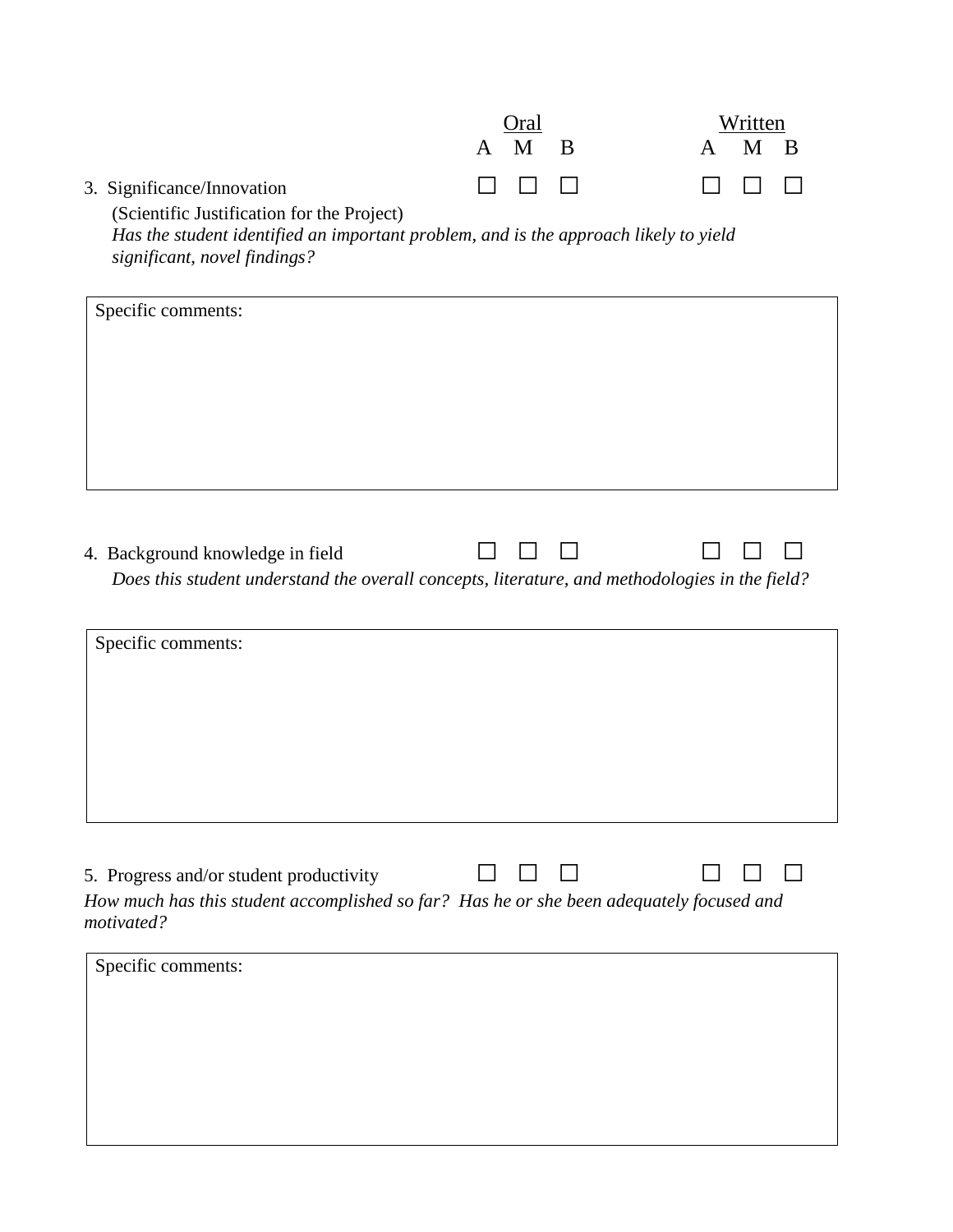| | Oral | | | Written | | |
|---|---|---|---|---|---|---|
| | A | M | B | A | M | B |
| 3. Significance/Innovation | ☐ | ☐ | ☐ | ☐ | ☐ | ☐ |

(Scientific Justification for the Project)
*Has the student identified an important problem, and is the approach likely to yield significant, novel findings?*

| Specific comments: |
|---|
| |

| | Oral | | | Written | | |
|---|---|---|---|---|---|---|
| | A | M | B | A | M | B |
| 4. Background knowledge in field | ☐ | ☐ | ☐ | ☐ | ☐ | ☐ |

*Does this student understand the overall concepts, literature, and methodologies in the field?*

| Specific comments: |
|---|
| |

| | Oral | | | Written | | |
|---|---|---|---|---|---|---|
| | A | M | B | A | M | B |
| 5. Progress and/or student productivity | ☐ | ☐ | ☐ | ☐ | ☐ | ☐ |

*How much has this student accomplished so far? Has he or she been adequately focused and motivated?*

| Specific comments: |
|---|
| |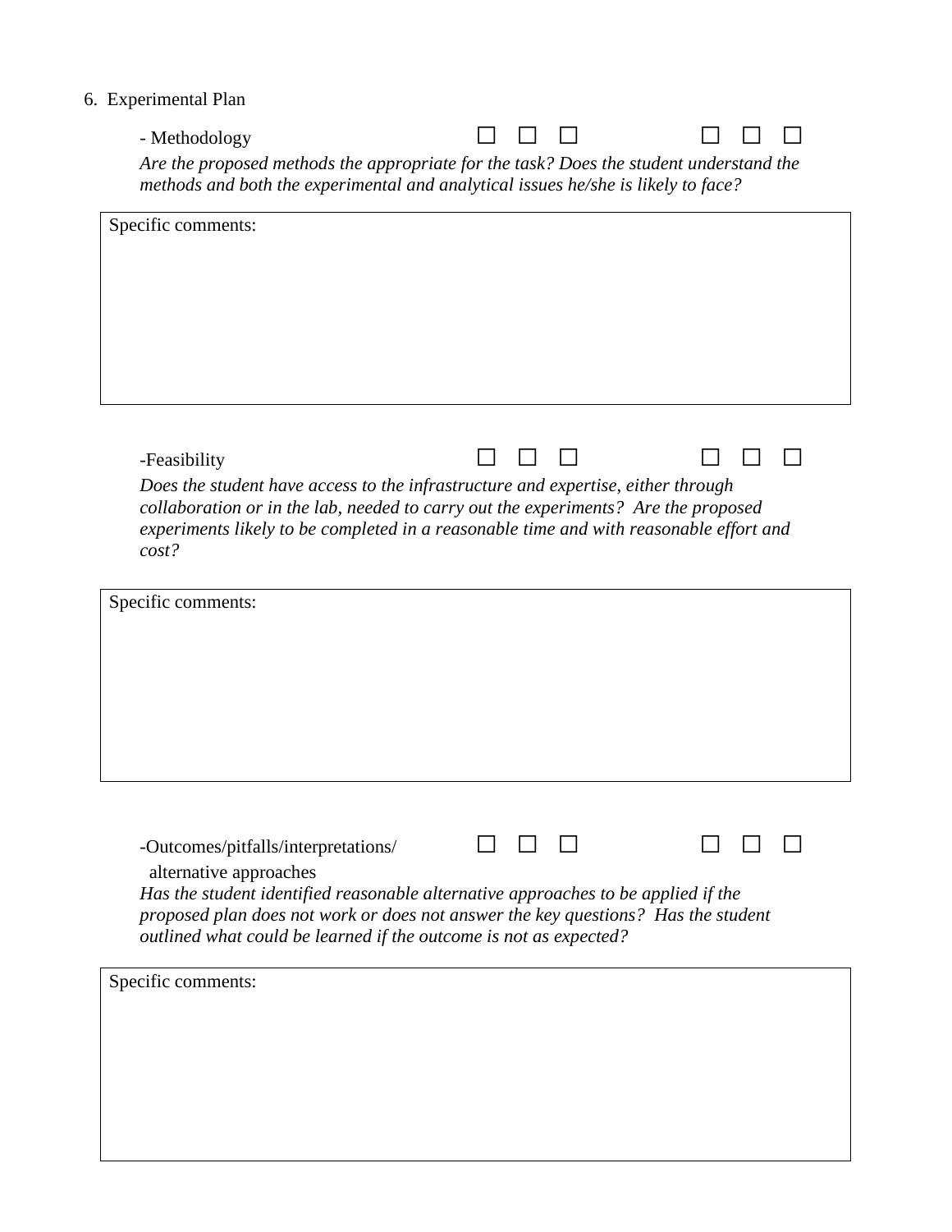6. Experimental Plan

- Methodology ☐ ☐ ☐ ☐ ☐ ☐

*Are the proposed methods the appropriate for the task? Does the student understand the methods and both the experimental and analytical issues he/she is likely to face?*

| Specific comments: |
|---|
| |

-Feasibility ☐ ☐ ☐ ☐ ☐ ☐

*Does the student have access to the infrastructure and expertise, either through collaboration or in the lab, needed to carry out the experiments? Are the proposed experiments likely to be completed in a reasonable time and with reasonable effort and cost?*

| Specific comments: |
|---|
| |

-Outcomes/pitfalls/interpretations/ alternative approaches ☐ ☐ ☐ ☐ ☐ ☐

*Has the student identified reasonable alternative approaches to be applied if the proposed plan does not work or does not answer the key questions? Has the student outlined what could be learned if the outcome is not as expected?*

| Specific comments: |
|---|
| |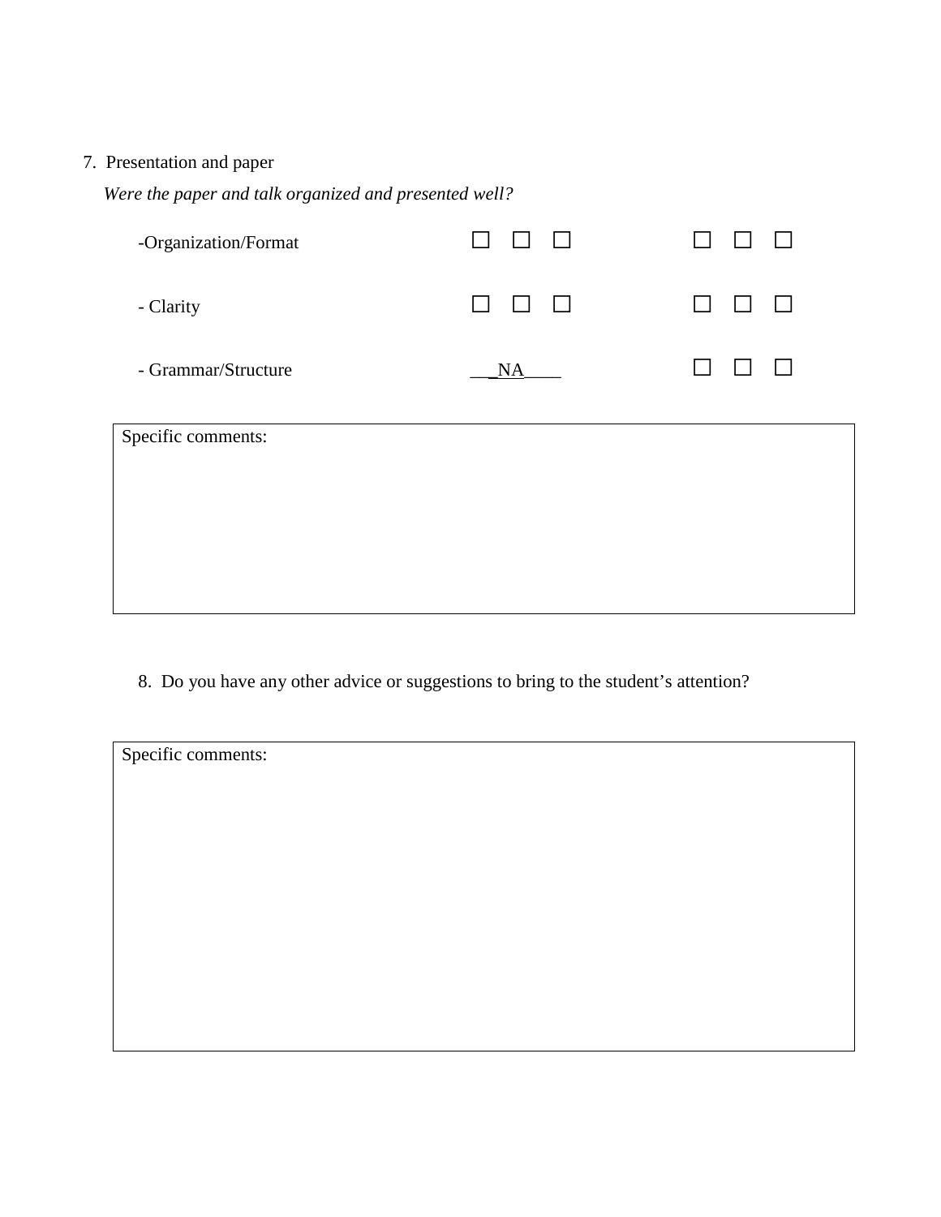7. Presentation and paper

*Were the paper and talk organized and presented well?*

| | | |
|---|---|---|
| -Organization/Format | ☐ ☐ ☐ | ☐ ☐ ☐ |
| - Clarity | ☐ ☐ ☐ | ☐ ☐ ☐ |
| - Grammar/Structure | ___NA____ | ☐ ☐ ☐ |

| Specific comments: |
|---|
| |

8. Do you have any other advice or suggestions to bring to the student's attention?

| Specific comments: |
|---|
| |